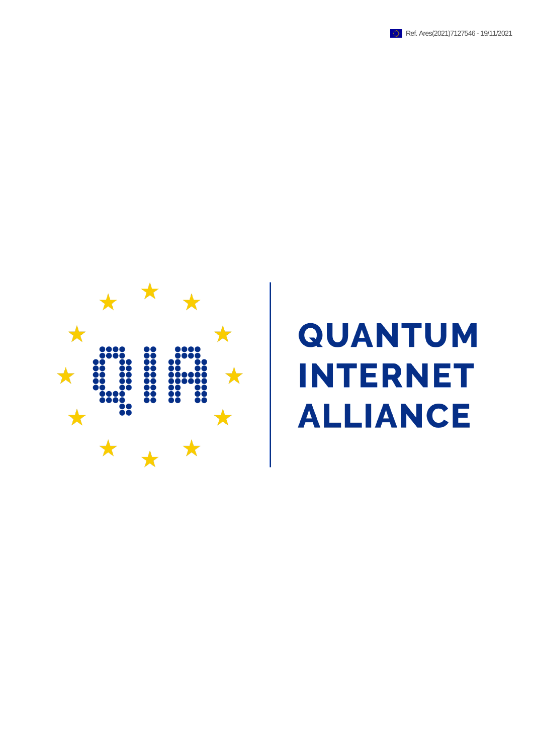Ref. Ares(2021)7127546 - 19/11/2021

# QUANTUM INTERNET ALLIANCE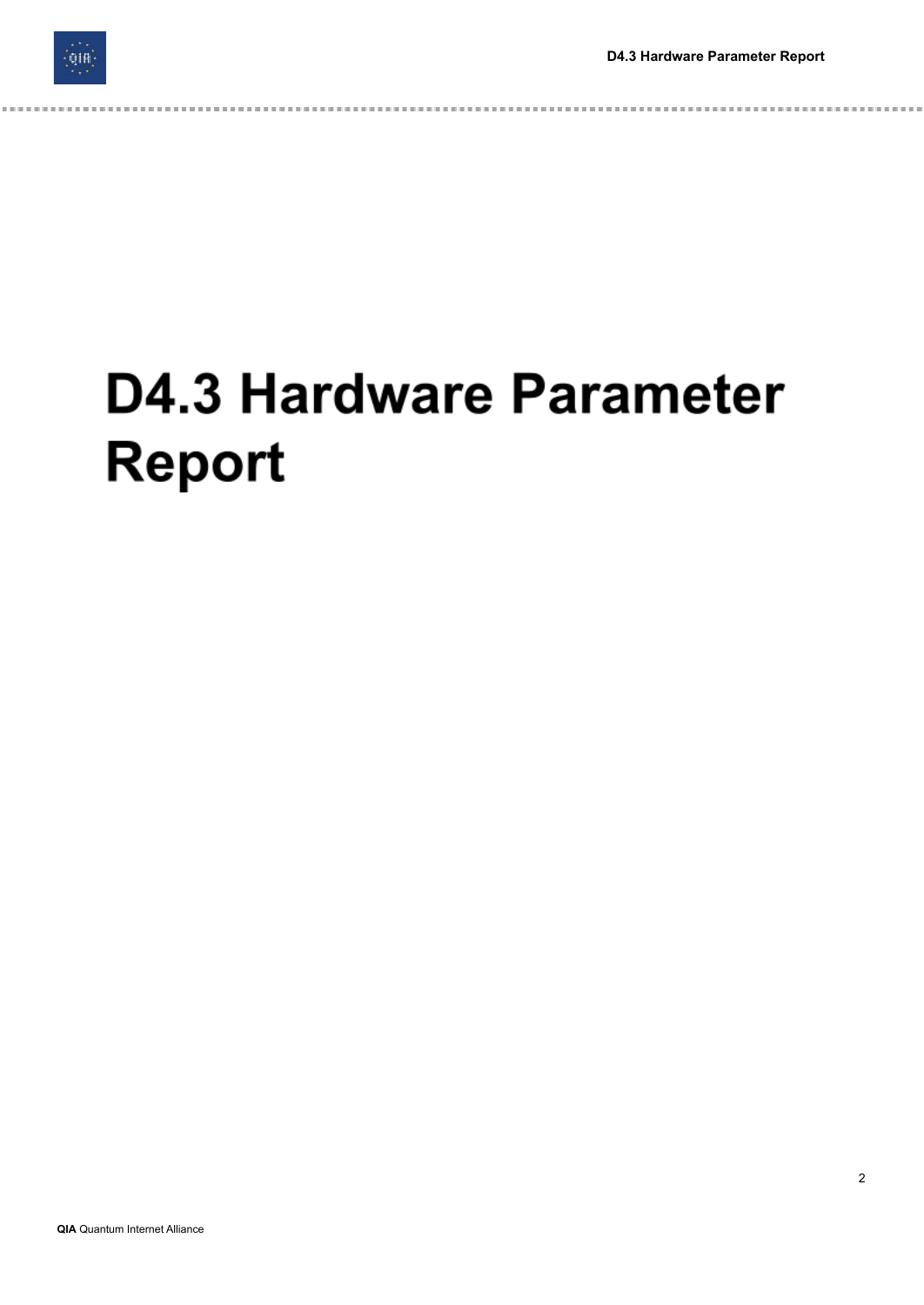# D4.3 Hardware Parameter Report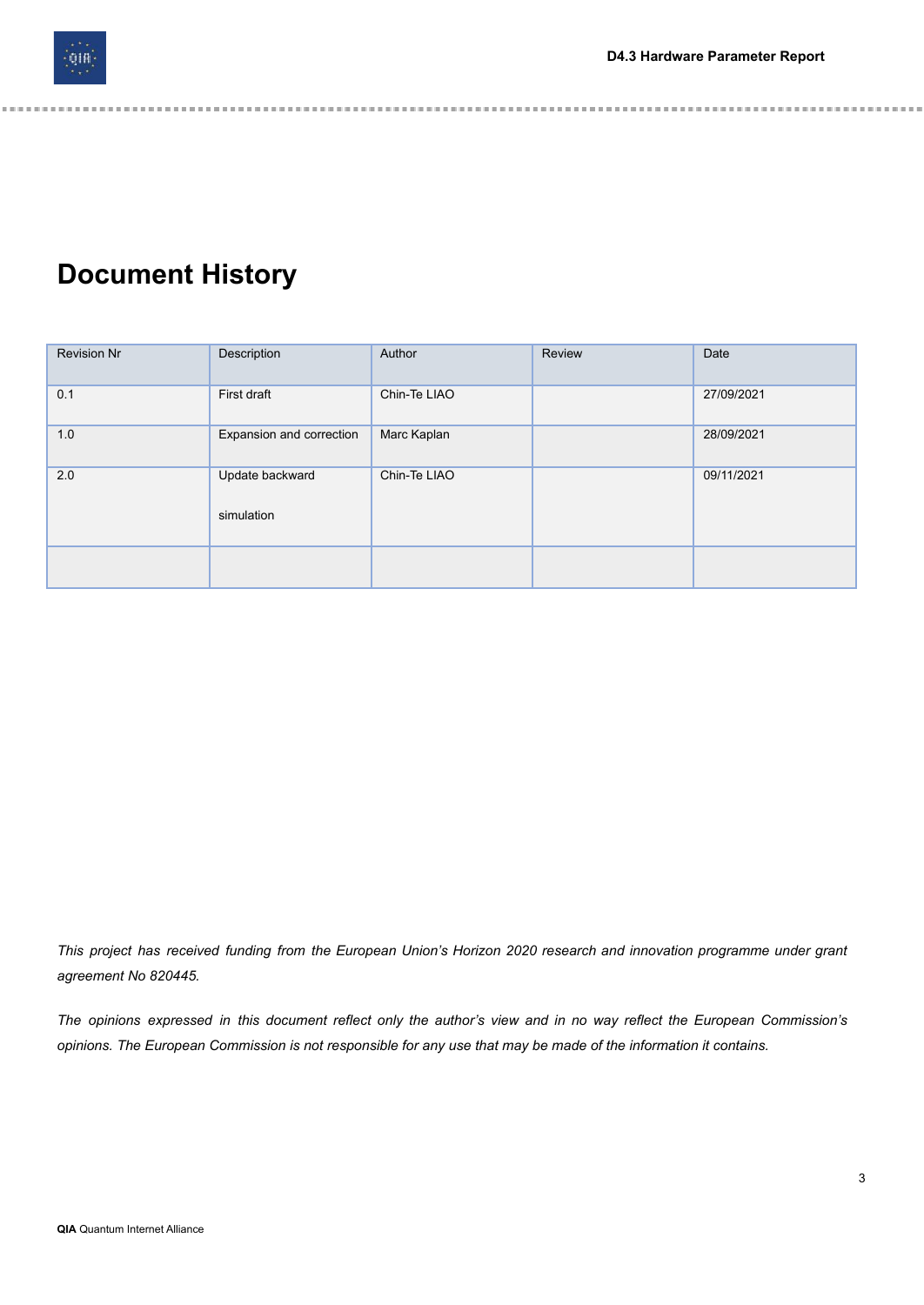# Document History

| Revision Nr | Description | Author | Review | Date |
| --- | --- | --- | --- | --- |
| 0.1 | First draft | Chin-Te LIAO | | 27/09/2021 |
| 1.0 | Expansion and correction | Marc Kaplan | | 28/09/2021 |
| 2.0 | Update backward simulation | Chin-Te LIAO | | 09/11/2021 |
| | | | | |

*This project has received funding from the European Union's Horizon 2020 research and innovation programme under grant agreement No 820445.*

*The opinions expressed in this document reflect only the author's view and in no way reflect the European Commission's opinions. The European Commission is not responsible for any use that may be made of the information it contains.*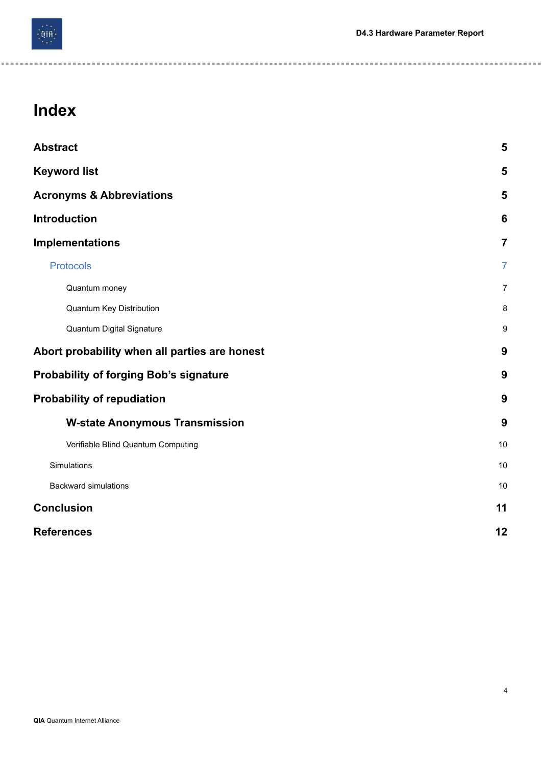# Index

| | |
|---|---|
| **Abstract** | **5** |
| **Keyword list** | **5** |
| **Acronyms & Abbreviations** | **5** |
| **Introduction** | **6** |
| **Implementations** | **7** |
| Protocols | 7 |
| Quantum money | 7 |
| Quantum Key Distribution | 8 |
| Quantum Digital Signature | 9 |
| **Abort probability when all parties are honest** | **9** |
| **Probability of forging Bob's signature** | **9** |
| **Probability of repudiation** | **9** |
| **W-state Anonymous Transmission** | **9** |
| Verifiable Blind Quantum Computing | 10 |
| Simulations | 10 |
| Backward simulations | 10 |
| **Conclusion** | **11** |
| **References** | **12** |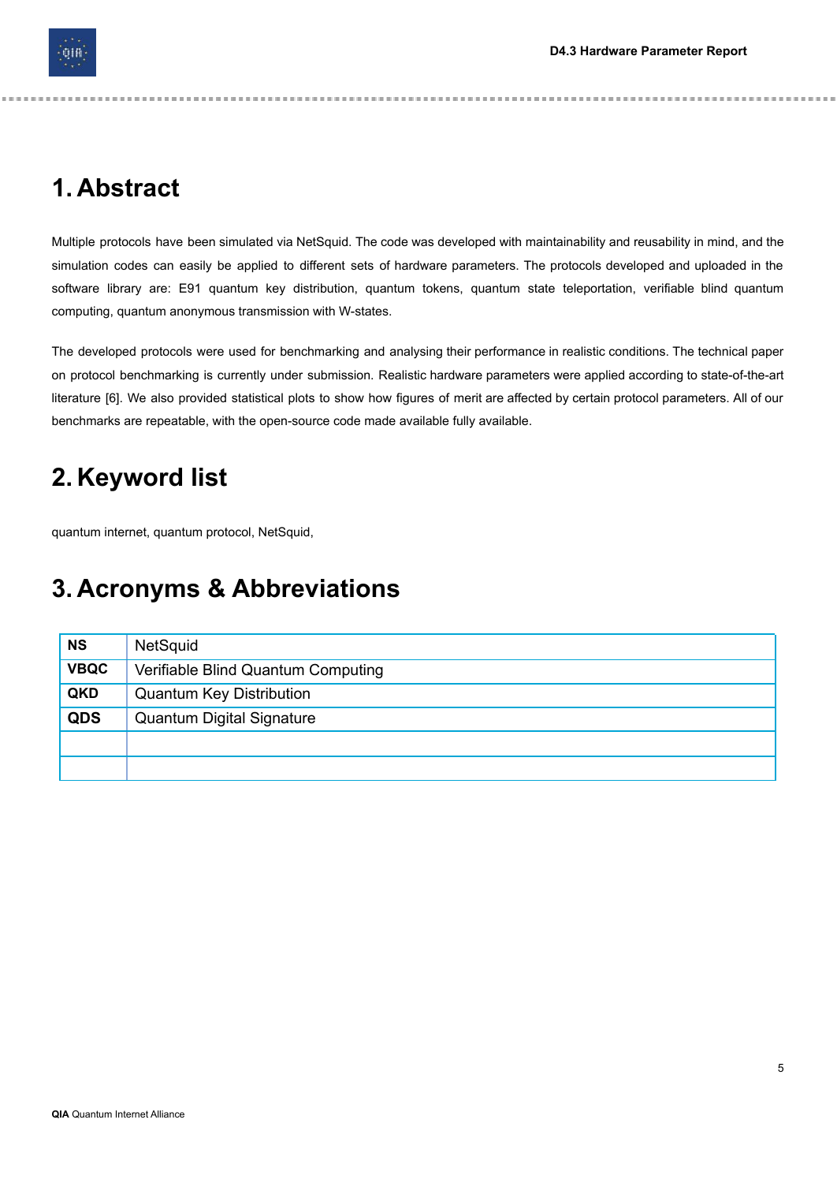# 1. Abstract

Multiple protocols have been simulated via NetSquid. The code was developed with maintainability and reusability in mind, and the simulation codes can easily be applied to different sets of hardware parameters. The protocols developed and uploaded in the software library are: E91 quantum key distribution, quantum tokens, quantum state teleportation, verifiable blind quantum computing, quantum anonymous transmission with W-states.

The developed protocols were used for benchmarking and analysing their performance in realistic conditions. The technical paper on protocol benchmarking is currently under submission. Realistic hardware parameters were applied according to state-of-the-art literature [6]. We also provided statistical plots to show how figures of merit are affected by certain protocol parameters. All of our benchmarks are repeatable, with the open-source code made available fully available.

# 2. Keyword list

quantum internet, quantum protocol, NetSquid,

# 3. Acronyms & Abbreviations

| | |
|---|---|
| **NS** | NetSquid |
| **VBQC** | Verifiable Blind Quantum Computing |
| **QKD** | Quantum Key Distribution |
| **QDS** | Quantum Digital Signature |
| | |
| | |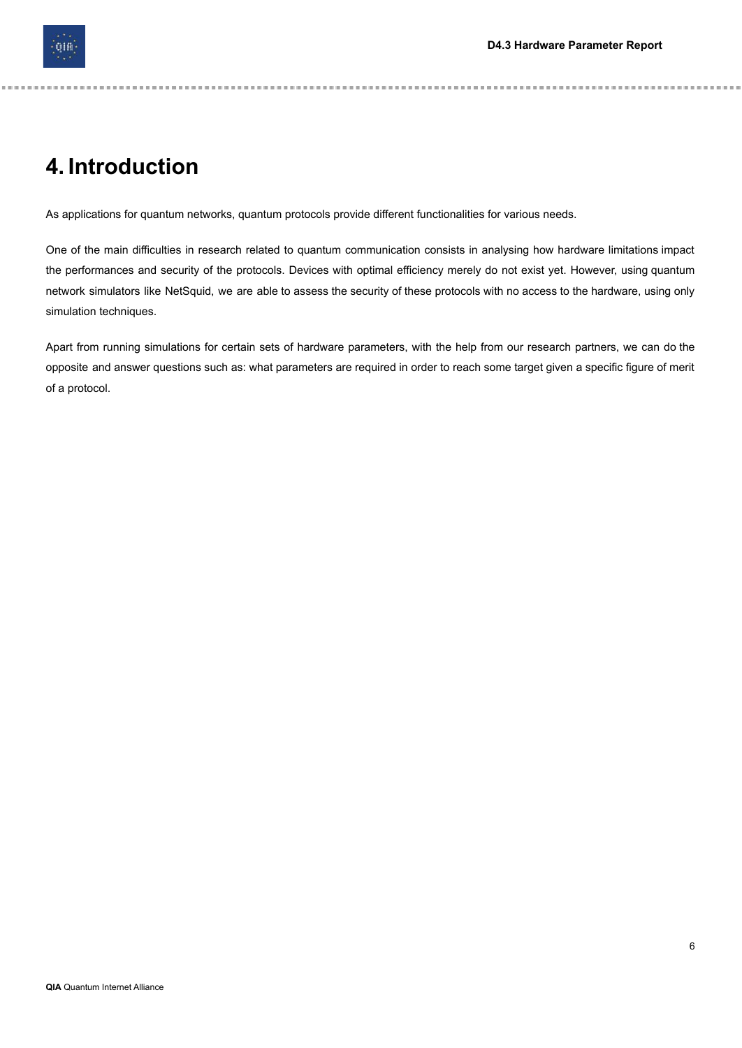# 4. Introduction

As applications for quantum networks, quantum protocols provide different functionalities for various needs.

One of the main difficulties in research related to quantum communication consists in analysing how hardware limitations impact the performances and security of the protocols. Devices with optimal efficiency merely do not exist yet. However, using quantum network simulators like NetSquid, we are able to assess the security of these protocols with no access to the hardware, using only simulation techniques.

Apart from running simulations for certain sets of hardware parameters, with the help from our research partners, we can do the opposite and answer questions such as: what parameters are required in order to reach some target given a specific figure of merit of a protocol.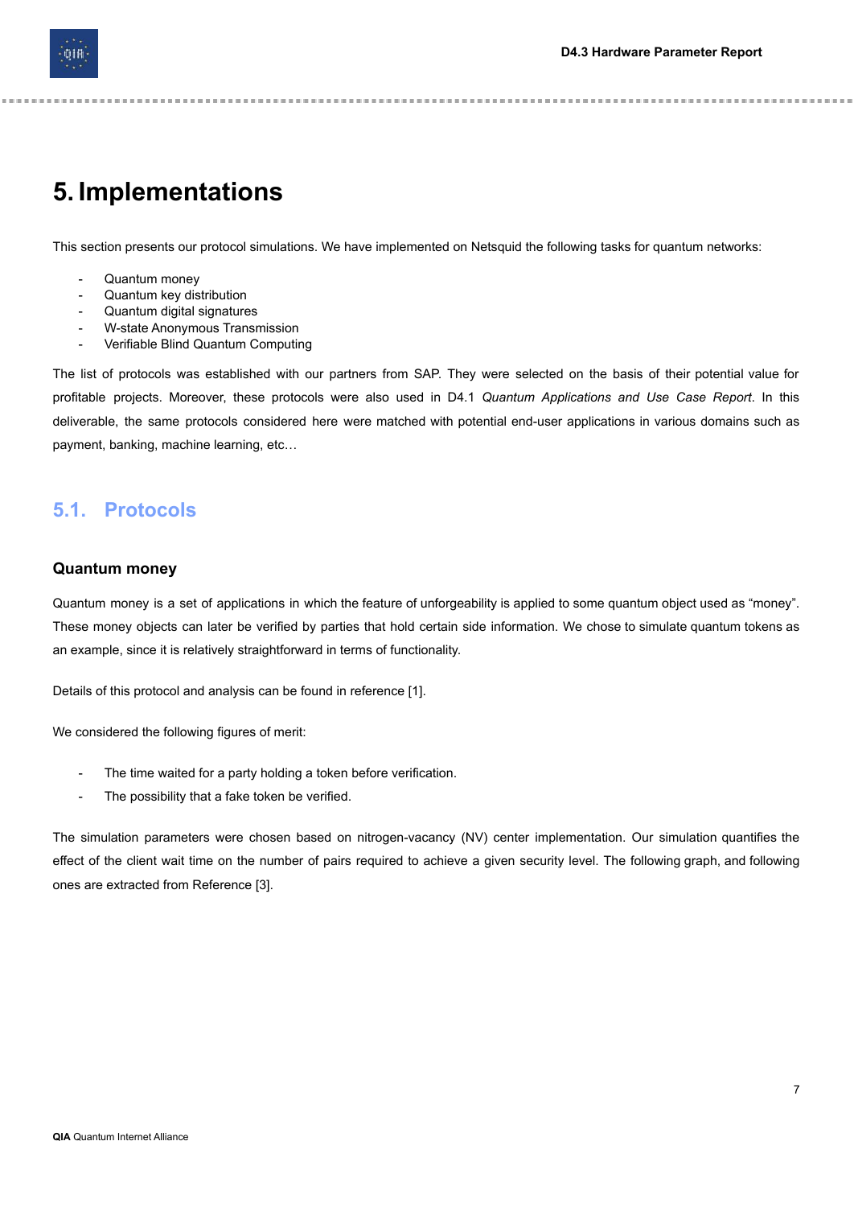# 5. Implementations

This section presents our protocol simulations. We have implemented on Netsquid the following tasks for quantum networks:

- Quantum money
- Quantum key distribution
- Quantum digital signatures
- W-state Anonymous Transmission
- Verifiable Blind Quantum Computing

The list of protocols was established with our partners from SAP. They were selected on the basis of their potential value for profitable projects. Moreover, these protocols were also used in D4.1 *Quantum Applications and Use Case Report*. In this deliverable, the same protocols considered here were matched with potential end-user applications in various domains such as payment, banking, machine learning, etc…

## 5.1. Protocols

### Quantum money

Quantum money is a set of applications in which the feature of unforgeability is applied to some quantum object used as "money". These money objects can later be verified by parties that hold certain side information. We chose to simulate quantum tokens as an example, since it is relatively straightforward in terms of functionality.

Details of this protocol and analysis can be found in reference [1].

We considered the following figures of merit:

- The time waited for a party holding a token before verification.
- The possibility that a fake token be verified.

The simulation parameters were chosen based on nitrogen-vacancy (NV) center implementation. Our simulation quantifies the effect of the client wait time on the number of pairs required to achieve a given security level. The following graph, and following ones are extracted from Reference [3].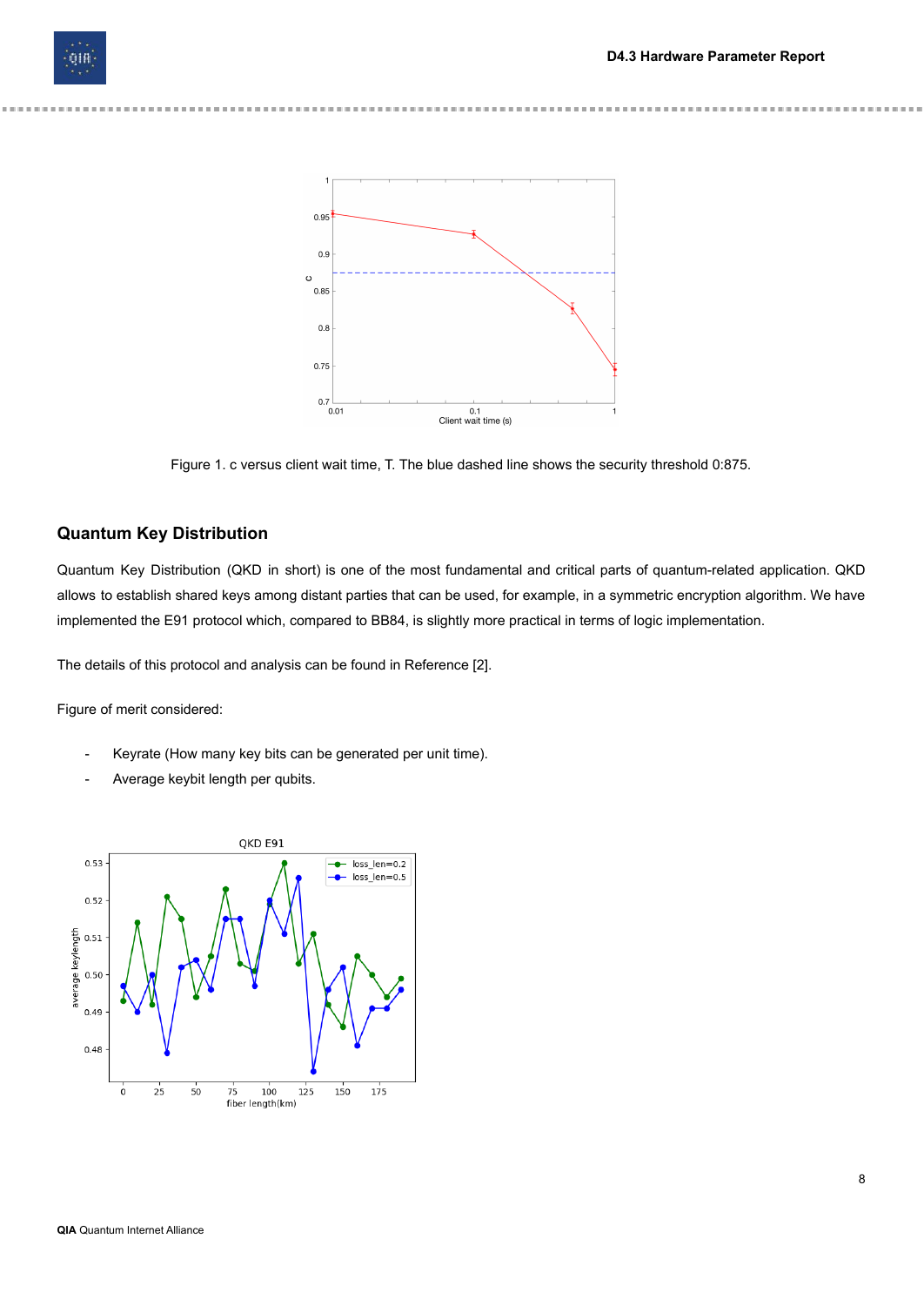1

0.95

0.9

0.85

0.8

0.75

0.7

c

0.01

0.1

1

Client wait time (s)

Figure 1. c versus client wait time, T. The blue dashed line shows the security threshold 0:875.

### Quantum Key Distribution

Quantum Key Distribution (QKD in short) is one of the most fundamental and critical parts of quantum-related application. QKD allows to establish shared keys among distant parties that can be used, for example, in a symmetric encryption algorithm. We have implemented the E91 protocol which, compared to BB84, is slightly more practical in terms of logic implementation.

The details of this protocol and analysis can be found in Reference [2].

Figure of merit considered:

- Keyrate (How many key bits can be generated per unit time).
- Average keybit length per qubits.

QKD E91

loss_len=0.2

loss_len=0.5

0.53

0.52

0.51

0.50

0.49

0.48

average keylength

0

25

50

75

100

125

150

175

fiber length(km)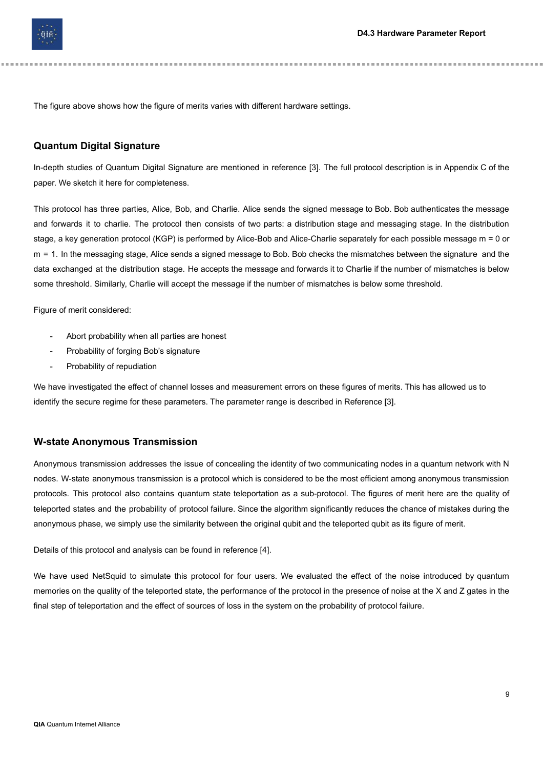The figure above shows how the figure of merits varies with different hardware settings.

## Quantum Digital Signature

In-depth studies of Quantum Digital Signature are mentioned in reference [3]. The full protocol description is in Appendix C of the paper. We sketch it here for completeness.

This protocol has three parties, Alice, Bob, and Charlie. Alice sends the signed message to Bob. Bob authenticates the message and forwards it to charlie. The protocol then consists of two parts: a distribution stage and messaging stage. In the distribution stage, a key generation protocol (KGP) is performed by Alice-Bob and Alice-Charlie separately for each possible message m = 0 or m = 1. In the messaging stage, Alice sends a signed message to Bob. Bob checks the mismatches between the signature and the data exchanged at the distribution stage. He accepts the message and forwards it to Charlie if the number of mismatches is below some threshold. Similarly, Charlie will accept the message if the number of mismatches is below some threshold.

Figure of merit considered:

- Abort probability when all parties are honest
- Probability of forging Bob's signature
- Probability of repudiation

We have investigated the effect of channel losses and measurement errors on these figures of merits. This has allowed us to identify the secure regime for these parameters. The parameter range is described in Reference [3].

## W-state Anonymous Transmission

Anonymous transmission addresses the issue of concealing the identity of two communicating nodes in a quantum network with N nodes. W-state anonymous transmission is a protocol which is considered to be the most efficient among anonymous transmission protocols. This protocol also contains quantum state teleportation as a sub-protocol. The figures of merit here are the quality of teleported states and the probability of protocol failure. Since the algorithm significantly reduces the chance of mistakes during the anonymous phase, we simply use the similarity between the original qubit and the teleported qubit as its figure of merit.

Details of this protocol and analysis can be found in reference [4].

We have used NetSquid to simulate this protocol for four users. We evaluated the effect of the noise introduced by quantum memories on the quality of the teleported state, the performance of the protocol in the presence of noise at the X and Z gates in the final step of teleportation and the effect of sources of loss in the system on the probability of protocol failure.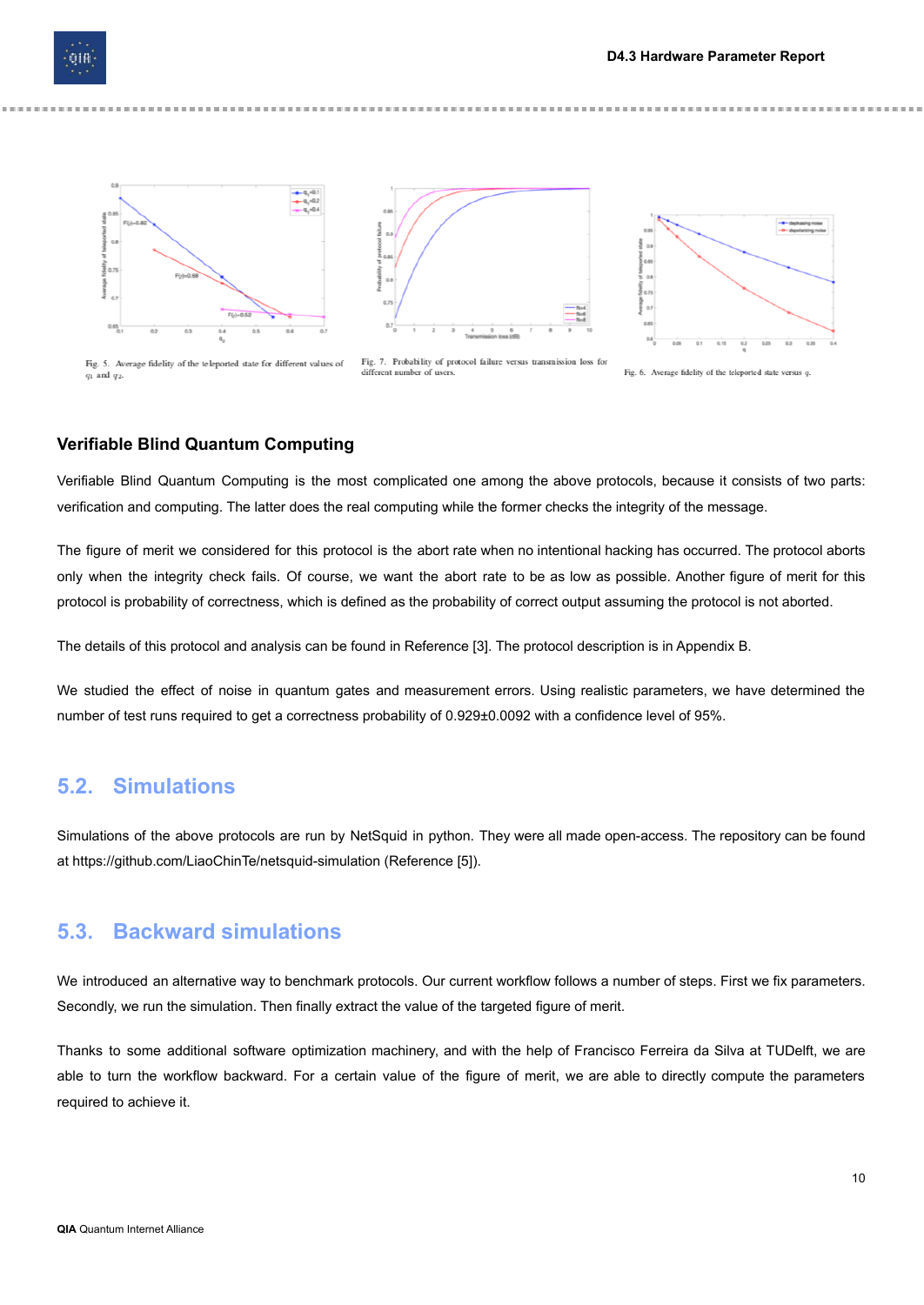Fig. 5. Average fidelity of the teleported state for different values of $q_1$ and $q_2$.

Fig. 7. Probability of protocol failure versus transmission loss for different number of users.

Fig. 6. Average fidelity of the teleported state versus $q$.

### Verifiable Blind Quantum Computing

Verifiable Blind Quantum Computing is the most complicated one among the above protocols, because it consists of two parts: verification and computing. The latter does the real computing while the former checks the integrity of the message.

The figure of merit we considered for this protocol is the abort rate when no intentional hacking has occurred. The protocol aborts only when the integrity check fails. Of course, we want the abort rate to be as low as possible. Another figure of merit for this protocol is probability of correctness, which is defined as the probability of correct output assuming the protocol is not aborted.

The details of this protocol and analysis can be found in Reference [3]. The protocol description is in Appendix B.

We studied the effect of noise in quantum gates and measurement errors. Using realistic parameters, we have determined the number of test runs required to get a correctness probability of 0.929±0.0092 with a confidence level of 95%.

## 5.2. Simulations

Simulations of the above protocols are run by NetSquid in python. They were all made open-access. The repository can be found at https://github.com/LiaoChinTe/netsquid-simulation (Reference [5]).

## 5.3. Backward simulations

We introduced an alternative way to benchmark protocols. Our current workflow follows a number of steps. First we fix parameters. Secondly, we run the simulation. Then finally extract the value of the targeted figure of merit.

Thanks to some additional software optimization machinery, and with the help of Francisco Ferreira da Silva at TUDelft, we are able to turn the workflow backward. For a certain value of the figure of merit, we are able to directly compute the parameters required to achieve it.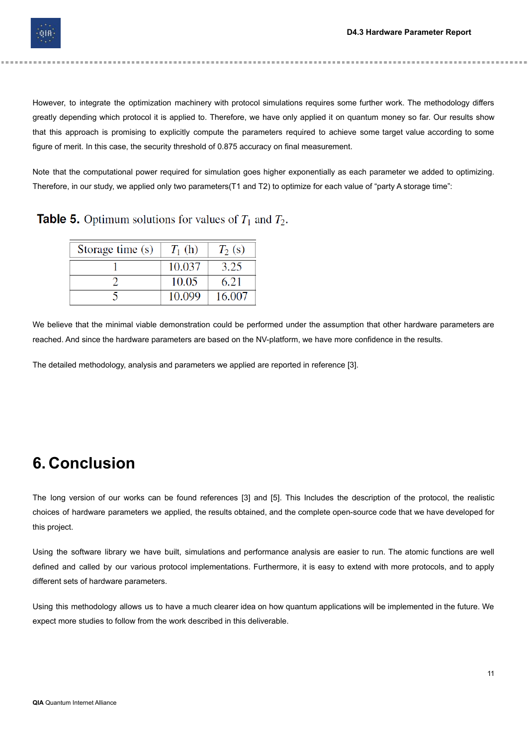However, to integrate the optimization machinery with protocol simulations requires some further work. The methodology differs greatly depending which protocol it is applied to. Therefore, we have only applied it on quantum money so far. Our results show that this approach is promising to explicitly compute the parameters required to achieve some target value according to some figure of merit. In this case, the security threshold of 0.875 accuracy on final measurement.

Note that the computational power required for simulation goes higher exponentially as each parameter we added to optimizing. Therefore, in our study, we applied only two parameters(T1 and T2) to optimize for each value of "party A storage time":

**Table 5.** Optimum solutions for values of $T_1$ and $T_2$.

| Storage time (s) | $T_1$ (h) | $T_2$ (s) |
|---|---|---|
| 1 | 10.037 | 3.25 |
| 2 | 10.05 | 6.21 |
| 5 | 10.099 | 16.007 |

We believe that the minimal viable demonstration could be performed under the assumption that other hardware parameters are reached. And since the hardware parameters are based on the NV-platform, we have more confidence in the results.

The detailed methodology, analysis and parameters we applied are reported in reference [3].

# 6. Conclusion

The long version of our works can be found references [3] and [5]. This Includes the description of the protocol, the realistic choices of hardware parameters we applied, the results obtained, and the complete open-source code that we have developed for this project.

Using the software library we have built, simulations and performance analysis are easier to run. The atomic functions are well defined and called by our various protocol implementations. Furthermore, it is easy to extend with more protocols, and to apply different sets of hardware parameters.

Using this methodology allows us to have a much clearer idea on how quantum applications will be implemented in the future. We expect more studies to follow from the work described in this deliverable.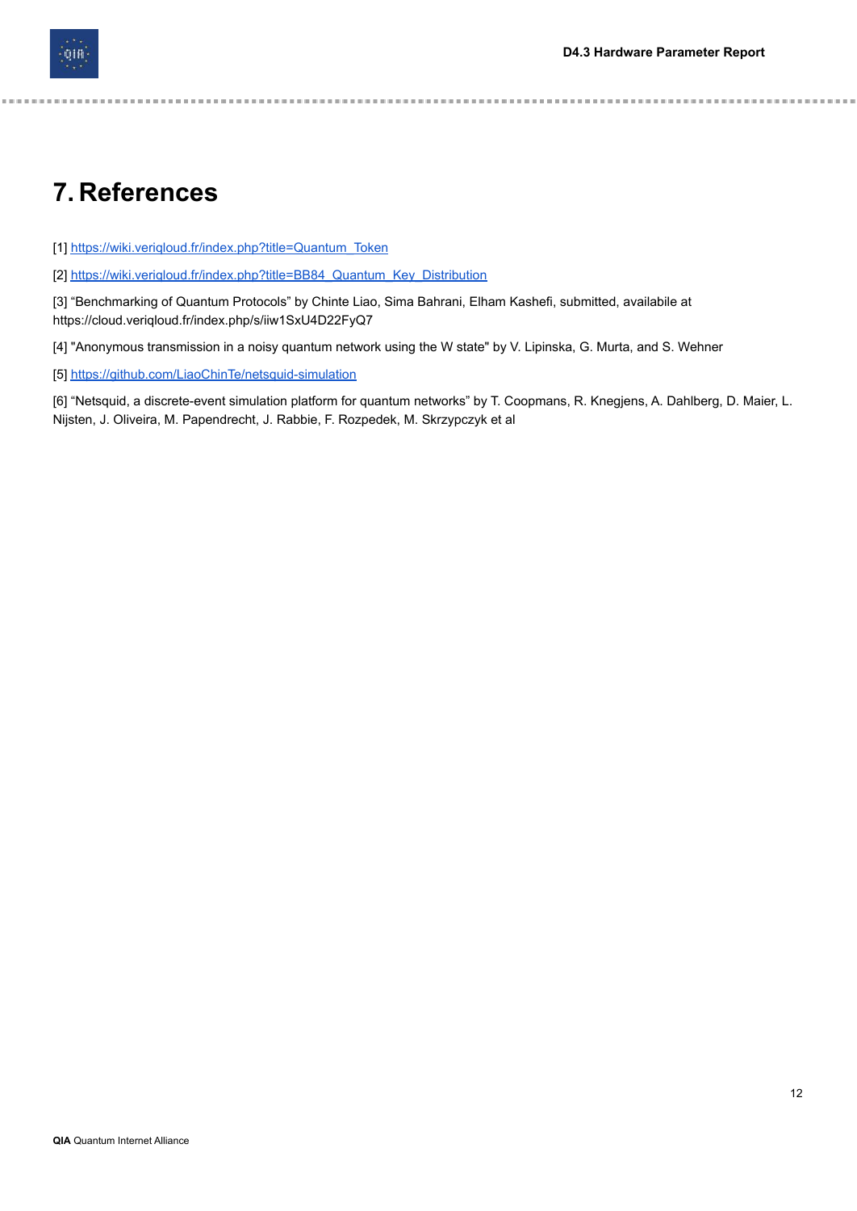# 7. References

[1] https://wiki.veriqloud.fr/index.php?title=Quantum_Token

[2] https://wiki.veriqloud.fr/index.php?title=BB84_Quantum_Key_Distribution

[3] “Benchmarking of Quantum Protocols” by Chinte Liao, Sima Bahrani, Elham Kashefi, submitted, availabile at https://cloud.veriqloud.fr/index.php/s/iiw1SxU4D22FyQ7

[4] "Anonymous transmission in a noisy quantum network using the W state" by V. Lipinska, G. Murta, and S. Wehner

[5] https://github.com/LiaoChinTe/netsquid-simulation

[6] “Netsquid, a discrete-event simulation platform for quantum networks” by T. Coopmans, R. Knegjens, A. Dahlberg, D. Maier, L. Nijsten, J. Oliveira, M. Papendrecht, J. Rabbie, F. Rozpedek, M. Skrzypczyk et al